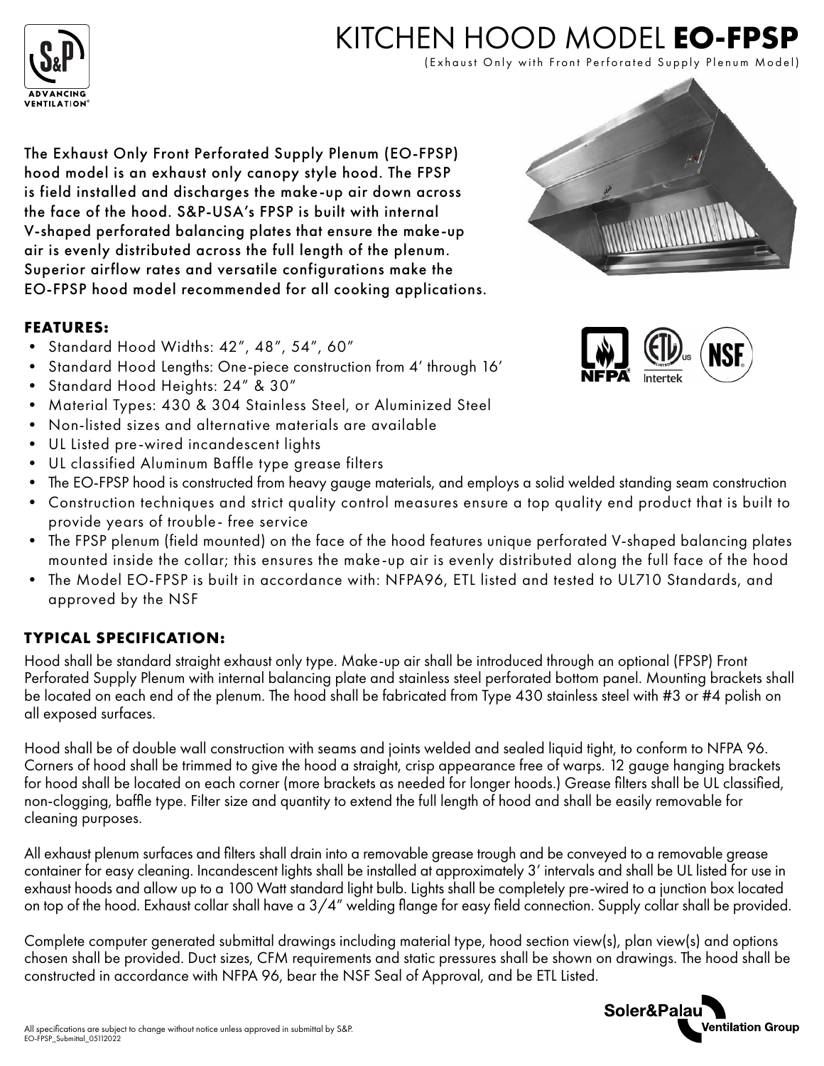# KITCHEN HOOD MODEL **EO-FPSP**

(Exhaust Only with Front Perforated Supply Plenum Model)

The Exhaust Only Front Perforated Supply Plenum (EO-FPSP) hood model is an exhaust only canopy style hood. The FPSP is field installed and discharges the make-up air down across the face of the hood. S&P-USA's FPSP is built with internal V-shaped perforated balancing plates that ensure the make-up air is evenly distributed across the full length of the plenum. Superior airflow rates and versatile configurations make the EO-FPSP hood model recommended for all cooking applications.

## FEATURES:

- Standard Hood Widths: 42", 48", 54", 60"
- Standard Hood Lengths: One-piece construction from 4' through 16'
- Standard Hood Heights: 24" & 30"
- Material Types: 430 & 304 Stainless Steel, or Aluminized Steel
- Non-listed sizes and alternative materials are available
- UL Listed pre-wired incandescent lights
- UL classified Aluminum Baffle type grease filters
- The EO-FPSP hood is constructed from heavy gauge materials, and employs a solid welded standing seam construction
- Construction techniques and strict quality control measures ensure a top quality end product that is built to provide years of trouble- free service
- The FPSP plenum (field mounted) on the face of the hood features unique perforated V-shaped balancing plates mounted inside the collar; this ensures the make-up air is evenly distributed along the full face of the hood
- The Model EO-FPSP is built in accordance with: NFPA96, ETL listed and tested to UL710 Standards, and approved by the NSF

## TYPICAL SPECIFICATION:

Hood shall be standard straight exhaust only type. Make-up air shall be introduced through an optional (FPSP) Front Perforated Supply Plenum with internal balancing plate and stainless steel perforated bottom panel. Mounting brackets shall be located on each end of the plenum. The hood shall be fabricated from Type 430 stainless steel with #3 or #4 polish on all exposed surfaces.

Hood shall be of double wall construction with seams and joints welded and sealed liquid tight, to conform to NFPA 96. Corners of hood shall be trimmed to give the hood a straight, crisp appearance free of warps. 12 gauge hanging brackets for hood shall be located on each corner (more brackets as needed for longer hoods.) Grease filters shall be UL classified, non-clogging, baffle type. Filter size and quantity to extend the full length of hood and shall be easily removable for cleaning purposes.

All exhaust plenum surfaces and filters shall drain into a removable grease trough and be conveyed to a removable grease container for easy cleaning. Incandescent lights shall be installed at approximately 3' intervals and shall be UL listed for use in exhaust hoods and allow up to a 100 Watt standard light bulb. Lights shall be completely pre-wired to a junction box located on top of the hood. Exhaust collar shall have a 3/4" welding flange for easy field connection. Supply collar shall be provided.

Complete computer generated submittal drawings including material type, hood section view(s), plan view(s) and options chosen shall be provided. Duct sizes, CFM requirements and static pressures shall be shown on drawings. The hood shall be constructed in accordance with NFPA 96, bear the NSF Seal of Approval, and be ETL Listed.

All specifications are subject to change without notice unless approved in submittal by S&P.
EO-FPSP_Submittal_05112022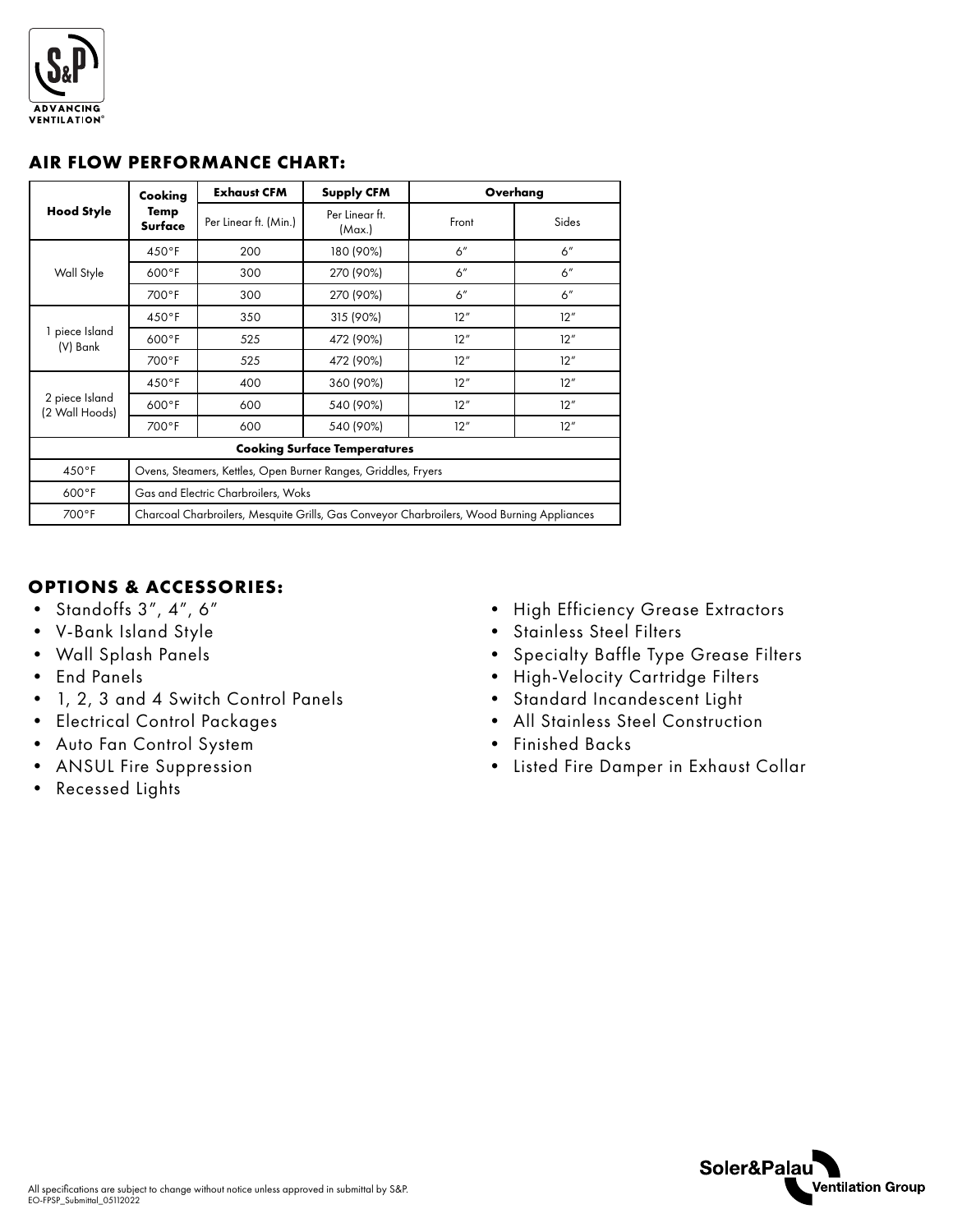## AIR FLOW PERFORMANCE CHART:

| Hood Style | Cooking Temp Surface | Exhaust CFM | Supply CFM | Overhang | |
|---|---|---|---|---|---|
| | | Per Linear ft. (Min.) | Per Linear ft. (Max.) | Front | Sides |
| Wall Style | 450°F | 200 | 180 (90%) | 6″ | 6″ |
| | 600°F | 300 | 270 (90%) | 6″ | 6″ |
| | 700°F | 300 | 270 (90%) | 6″ | 6″ |
| 1 piece Island (V) Bank | 450°F | 350 | 315 (90%) | 12″ | 12″ |
| | 600°F | 525 | 472 (90%) | 12″ | 12″ |
| | 700°F | 525 | 472 (90%) | 12″ | 12″ |
| 2 piece Island (2 Wall Hoods) | 450°F | 400 | 360 (90%) | 12″ | 12″ |
| | 600°F | 600 | 540 (90%) | 12″ | 12″ |
| | 700°F | 600 | 540 (90%) | 12″ | 12″ |

| Cooking Surface Temperatures | |
|---|---|
| 450°F | Ovens, Steamers, Kettles, Open Burner Ranges, Griddles, Fryers |
| 600°F | Gas and Electric Charbroilers, Woks |
| 700°F | Charcoal Charbroilers, Mesquite Grills, Gas Conveyor Charbroilers, Wood Burning Appliances |

## OPTIONS & ACCESSORIES:

- Standoffs 3", 4", 6"
- V-Bank Island Style
- Wall Splash Panels
- End Panels
- 1, 2, 3 and 4 Switch Control Panels
- Electrical Control Packages
- Auto Fan Control System
- ANSUL Fire Suppression
- Recessed Lights
- High Efficiency Grease Extractors
- Stainless Steel Filters
- Specialty Baffle Type Grease Filters
- High-Velocity Cartridge Filters
- Standard Incandescent Light
- All Stainless Steel Construction
- Finished Backs
- Listed Fire Damper in Exhaust Collar

All specifications are subject to change without notice unless approved in submittal by S&P.
EO-FPSP_Submittal_05112022